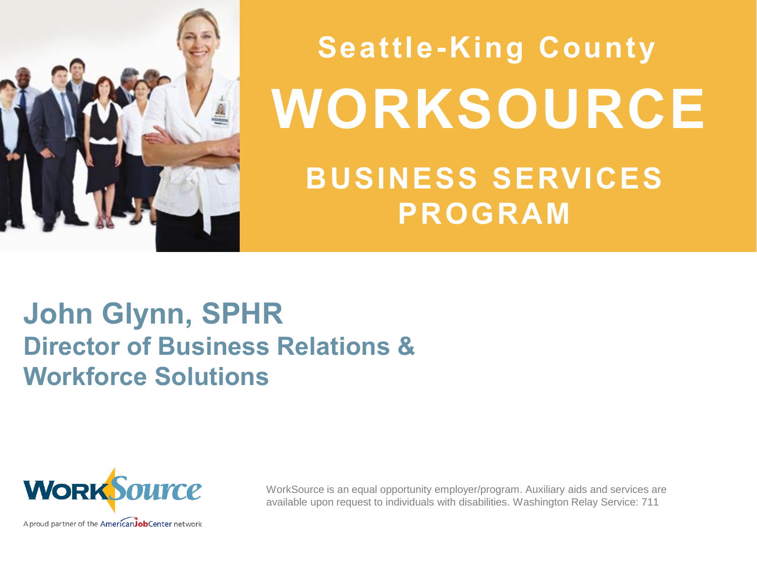# Seattle-King County

# WORKSOURCE

## BUSINESS SERVICES PROGRAM

**John Glynn, SPHR**
**Director of Business Relations & Workforce Solutions**

WorkSource

A proud partner of the AmericanJobCenter network

WorkSource is an equal opportunity employer/program. Auxiliary aids and services are available upon request to individuals with disabilities. Washington Relay Service: 711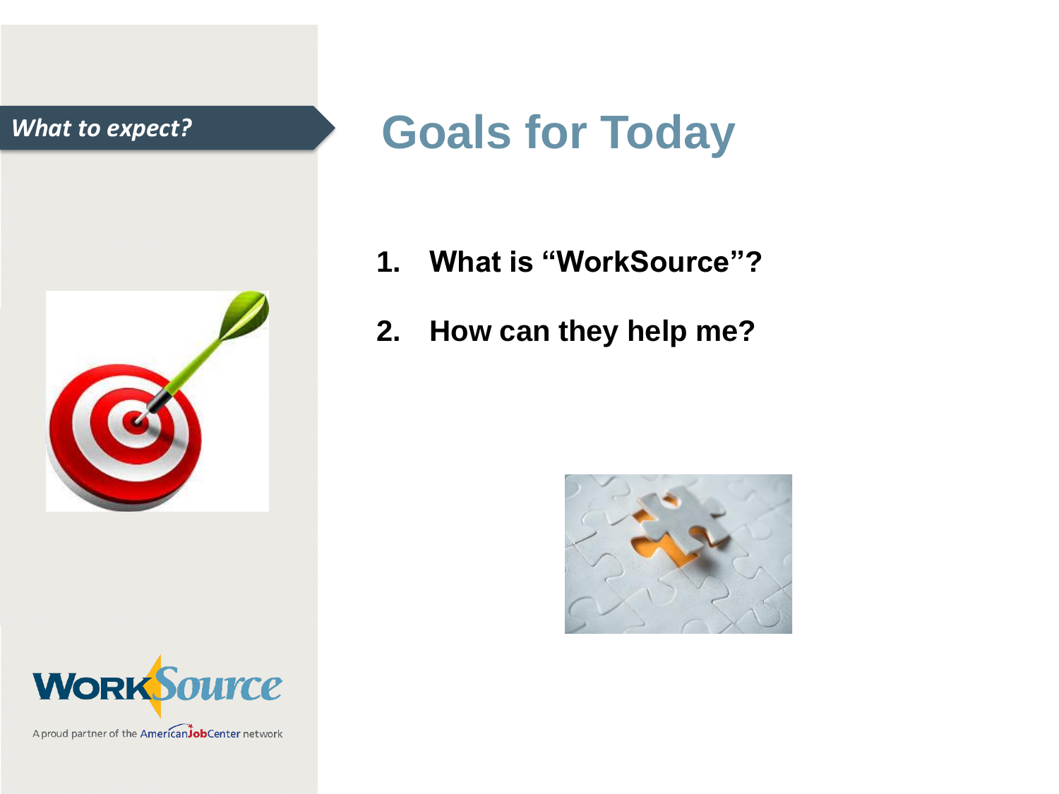*What to expect?*

# Goals for Today

1. **What is "WorkSource"?**
2. **How can they help me?**

WorkSource

A proud partner of the AmericanJobCenter network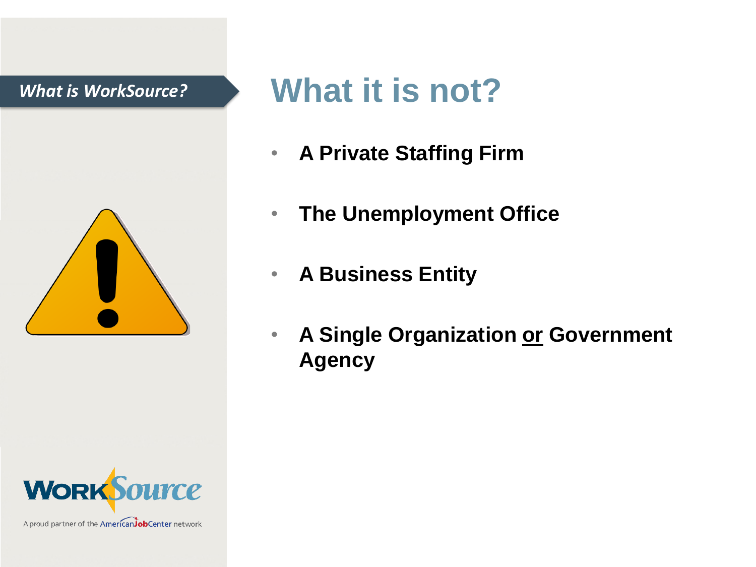*What is WorkSource?*

# What it is not?

- **A Private Staffing Firm**
- **The Unemployment Office**
- **A Business Entity**
- **A Single Organization <u>or</u> Government Agency**

A proud partner of the AmericanJobCenter network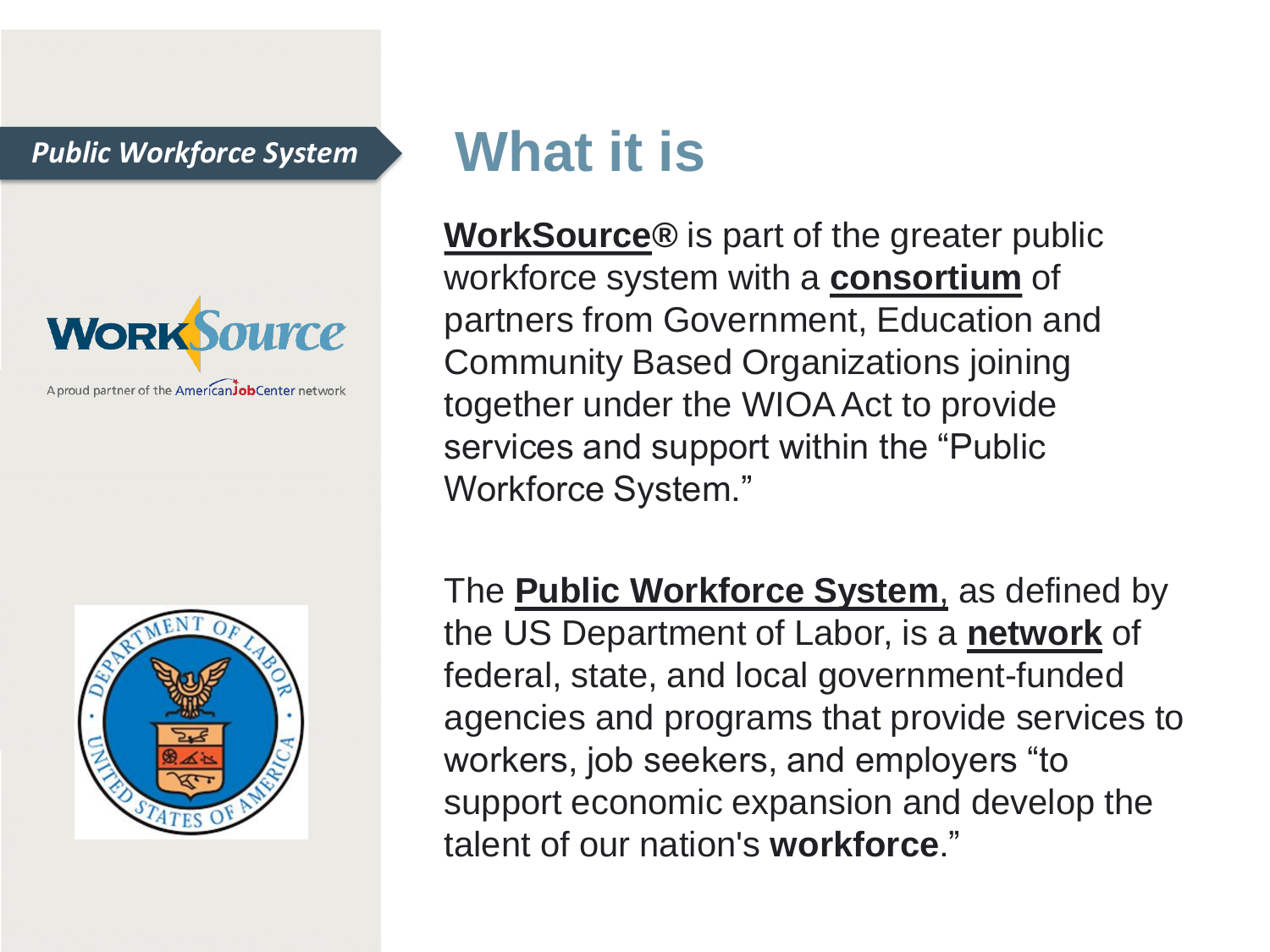*Public Workforce System*

A proud partner of the AmericanJobCenter network

# What it is

**WorkSource®** is part of the greater public workforce system with a **consortium** of partners from Government, Education and Community Based Organizations joining together under the WIOA Act to provide services and support within the "Public Workforce System."

The **Public Workforce System**, as defined by the US Department of Labor, is a **network** of federal, state, and local government-funded agencies and programs that provide services to workers, job seekers, and employers "to support economic expansion and develop the talent of our nation's **workforce**."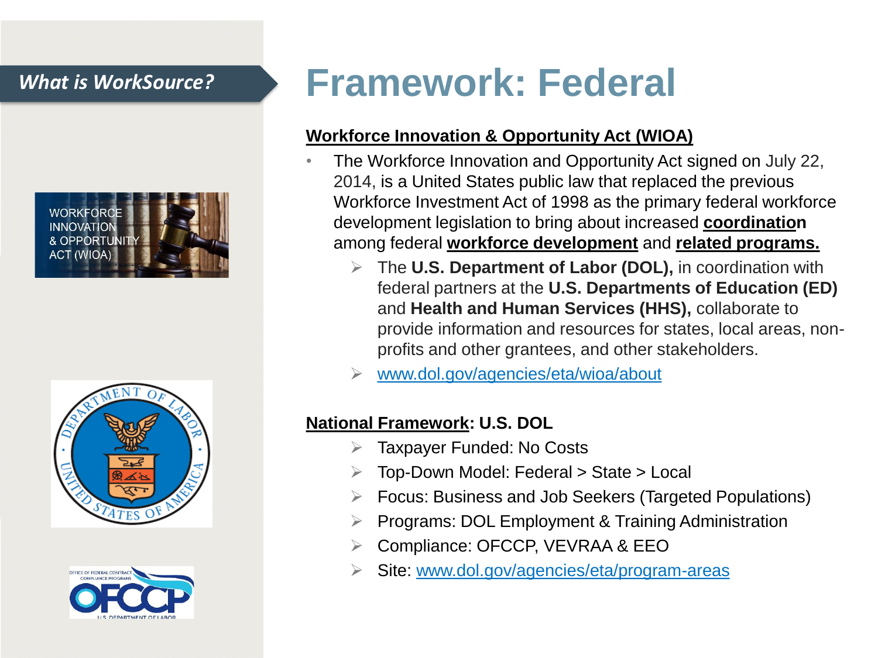*What is WorkSource?*

# Framework: Federal

**Workforce Innovation & Opportunity Act (WIOA)**

- The Workforce Innovation and Opportunity Act signed on July 22, 2014, is a United States public law that replaced the previous Workforce Investment Act of 1998 as the primary federal workforce development legislation to bring about increased **coordination** among federal **workforce development** and **related programs.**
  - The **U.S. Department of Labor (DOL),** in coordination with federal partners at the **U.S. Departments of Education (ED)** and **Health and Human Services (HHS),** collaborate to provide information and resources for states, local areas, non-profits and other grantees, and other stakeholders.
  - www.dol.gov/agencies/eta/wioa/about

**National Framework: U.S. DOL**

- Taxpayer Funded: No Costs
- Top-Down Model: Federal > State > Local
- Focus: Business and Job Seekers (Targeted Populations)
- Programs: DOL Employment & Training Administration
- Compliance: OFCCP, VEVRAA & EEO
- Site: www.dol.gov/agencies/eta/program-areas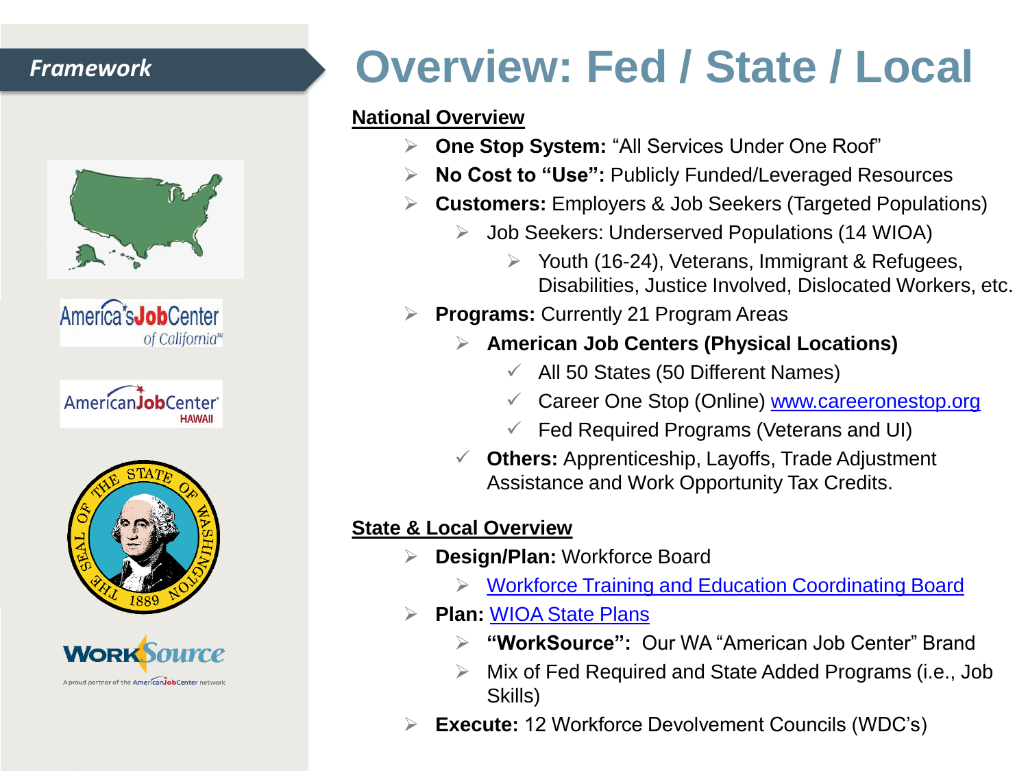*Framework*

# Overview: Fed / State / Local

**National Overview**

- **One Stop System:** "All Services Under One Roof"
- **No Cost to "Use":** Publicly Funded/Leveraged Resources
- **Customers:** Employers & Job Seekers (Targeted Populations)
  - Job Seekers: Underserved Populations (14 WIOA)
    - Youth (16-24), Veterans, Immigrant & Refugees, Disabilities, Justice Involved, Dislocated Workers, etc.
- **Programs:** Currently 21 Program Areas
  - **American Job Centers (Physical Locations)**
    - ✓ All 50 States (50 Different Names)
    - ✓ Career One Stop (Online) [www.careeronestop.org](www.careeronestop.org)
    - ✓ Fed Required Programs (Veterans and UI)
  - ✓ **Others:** Apprenticeship, Layoffs, Trade Adjustment Assistance and Work Opportunity Tax Credits.

**State & Local Overview**

- **Design/Plan:** Workforce Board
  - Workforce Training and Education Coordinating Board
- **Plan:** WIOA State Plans
  - **"WorkSource":** Our WA "American Job Center" Brand
  - Mix of Fed Required and State Added Programs (i.e., Job Skills)
- **Execute:** 12 Workforce Devolvement Councils (WDC's)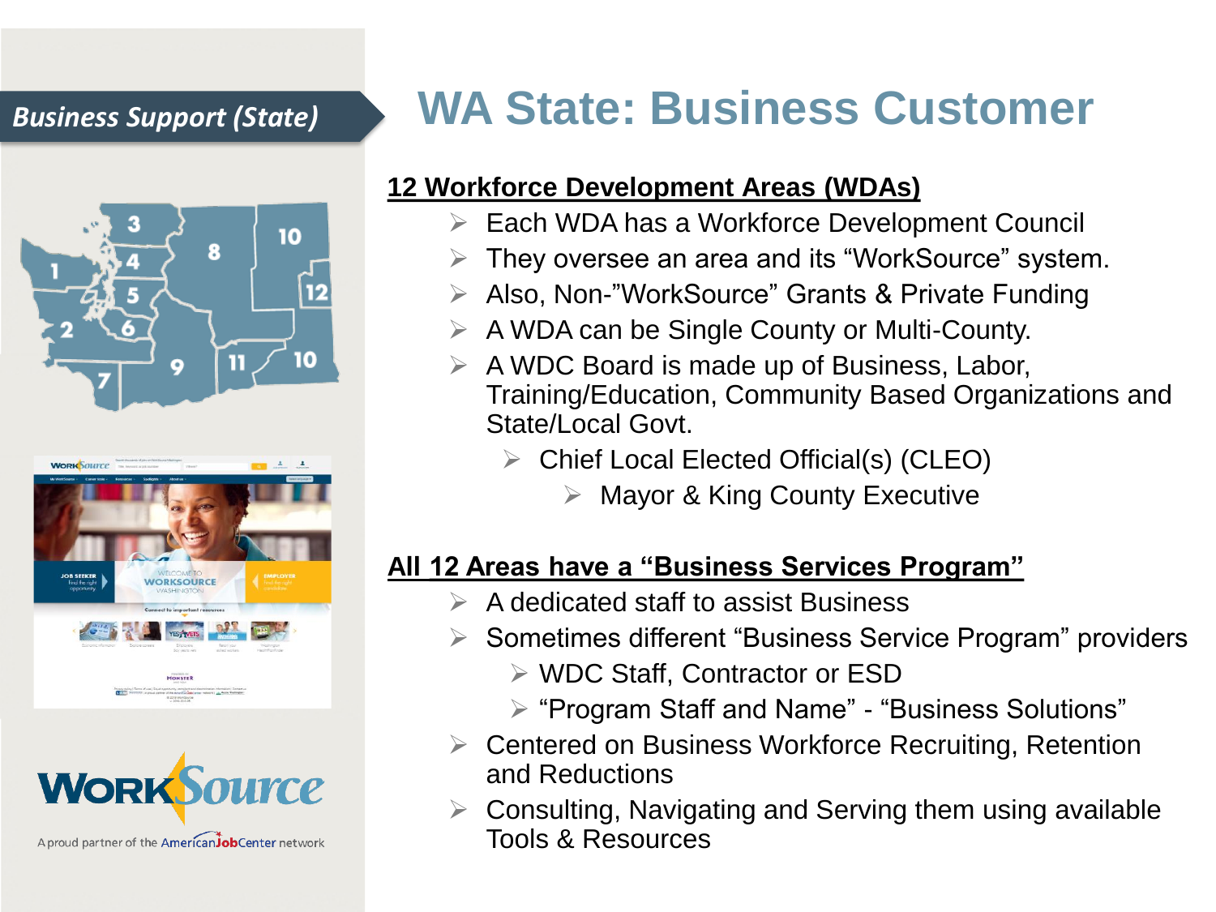*Business Support (State)*

# WA State: Business Customer

**12 Workforce Development Areas (WDAs)**

- Each WDA has a Workforce Development Council
- They oversee an area and its "WorkSource" system.
- Also, Non-"WorkSource" Grants & Private Funding
- A WDA can be Single County or Multi-County.
- A WDC Board is made up of Business, Labor, Training/Education, Community Based Organizations and State/Local Govt.
  - Chief Local Elected Official(s) (CLEO)
    - Mayor & King County Executive

**All 12 Areas have a "Business Services Program"**

- A dedicated staff to assist Business
- Sometimes different "Business Service Program" providers
  - WDC Staff, Contractor or ESD
  - "Program Staff and Name" - "Business Solutions"
- Centered on Business Workforce Recruiting, Retention and Reductions
- Consulting, Navigating and Serving them using available Tools & Resources

WorkSource

A proud partner of the AmericanJobCenter network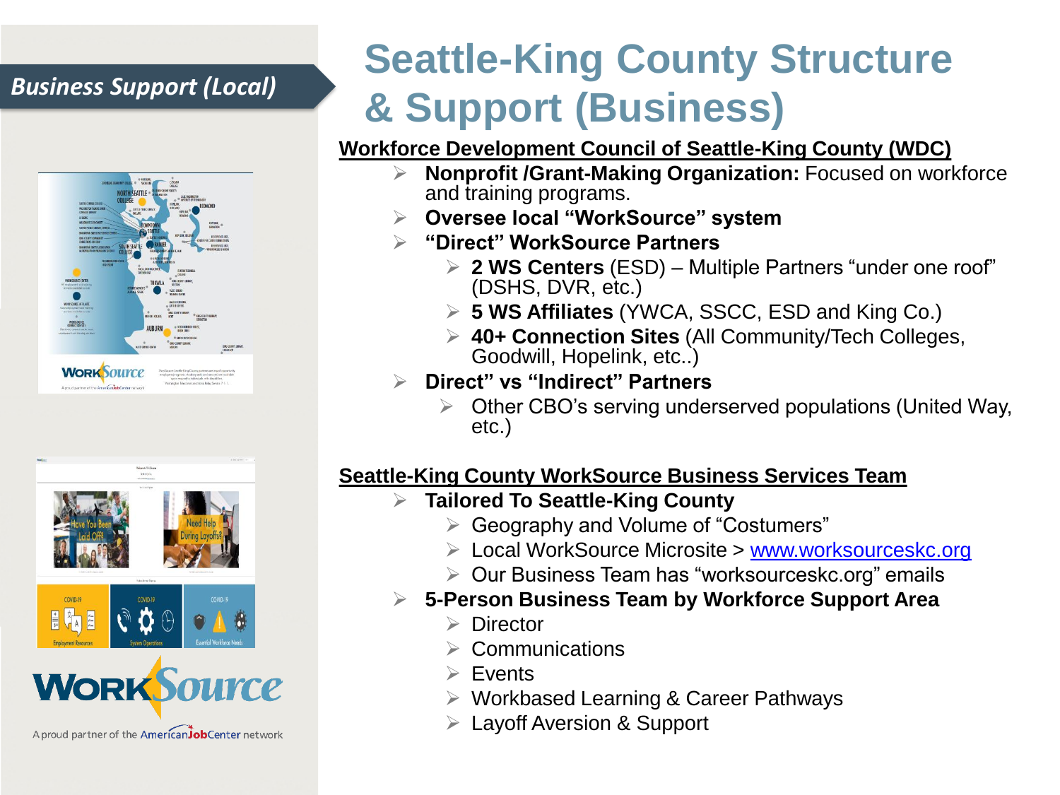*Business Support (Local)*

# Seattle-King County Structure & Support (Business)

**Workforce Development Council of Seattle-King County (WDC)**

- **Nonprofit /Grant-Making Organization:** Focused on workforce and training programs.
- **Oversee local "WorkSource" system**
- **"Direct" WorkSource Partners**
  - **2 WS Centers** (ESD) – Multiple Partners "under one roof" (DSHS, DVR, etc.)
  - **5 WS Affiliates** (YWCA, SSCC, ESD and King Co.)
  - **40+ Connection Sites** (All Community/Tech Colleges, Goodwill, Hopelink, etc..)
- **Direct" vs "Indirect" Partners**
  - Other CBO's serving underserved populations (United Way, etc.)

**Seattle-King County WorkSource Business Services Team**

- **Tailored To Seattle-King County**
  - Geography and Volume of "Costumers"
  - Local WorkSource Microsite > www.worksourceskc.org
  - Our Business Team has "worksourceskc.org" emails
- **5-Person Business Team by Workforce Support Area**
  - Director
  - Communications
  - Events
  - Workbased Learning & Career Pathways
  - Layoff Aversion & Support

WorkSource

A proud partner of the AmericanJobCenter network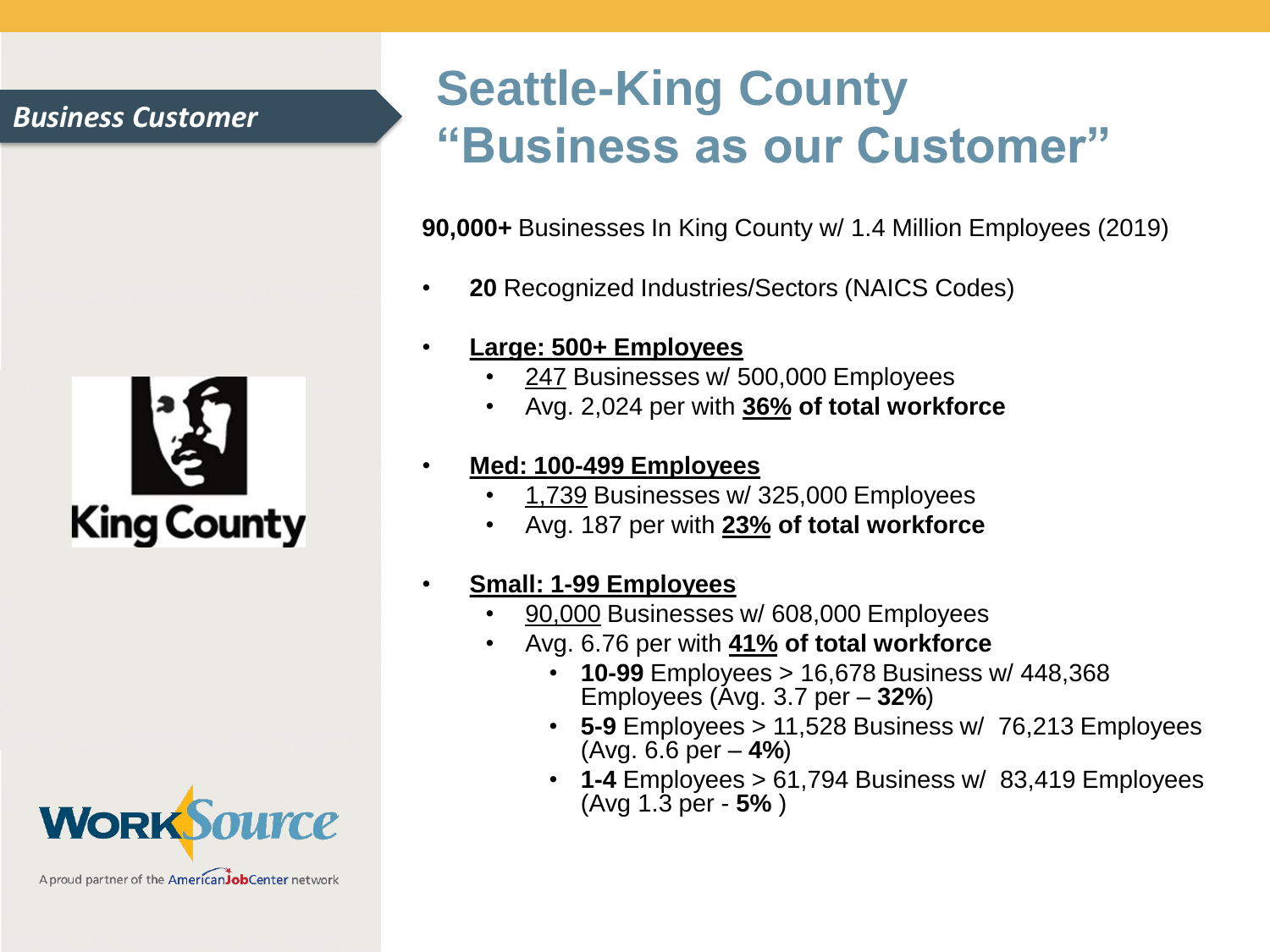*Business Customer*

# Seattle-King County "Business as our Customer"

**90,000+** Businesses In King County w/ 1.4 Million Employees (2019)

- **20** Recognized Industries/Sectors (NAICS Codes)
- **Large: 500+ Employees**
  - 247 Businesses w/ 500,000 Employees
  - Avg. 2,024 per with **36% of total workforce**
- **Med: 100-499 Employees**
  - 1,739 Businesses w/ 325,000 Employees
  - Avg. 187 per with **23% of total workforce**
- **Small: 1-99 Employees**
  - 90,000 Businesses w/ 608,000 Employees
  - Avg. 6.76 per with **41% of total workforce**
    - **10-99** Employees > 16,678 Business w/ 448,368 Employees (Avg. 3.7 per – **32%**)
    - **5-9** Employees > 11,528 Business w/ 76,213 Employees (Avg. 6.6 per – **4%**)
    - **1-4** Employees > 61,794 Business w/ 83,419 Employees (Avg 1.3 per - **5%** )

King County

WorkSource

A proud partner of the AmericanJobCenter network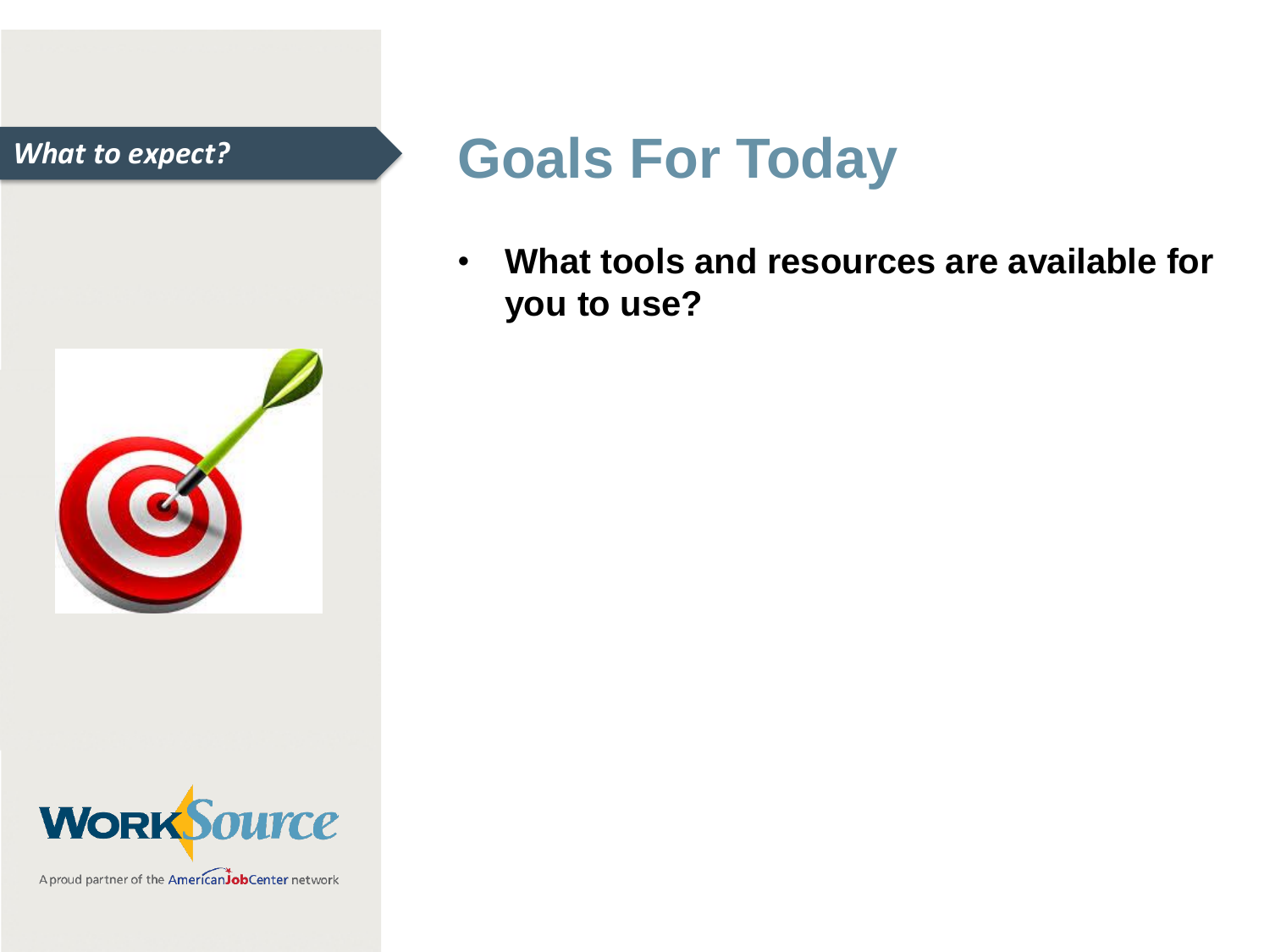*What to expect?*

# Goals For Today

- **What tools and resources are available for you to use?**

WorkSource

A proud partner of the AmericanJobCenter network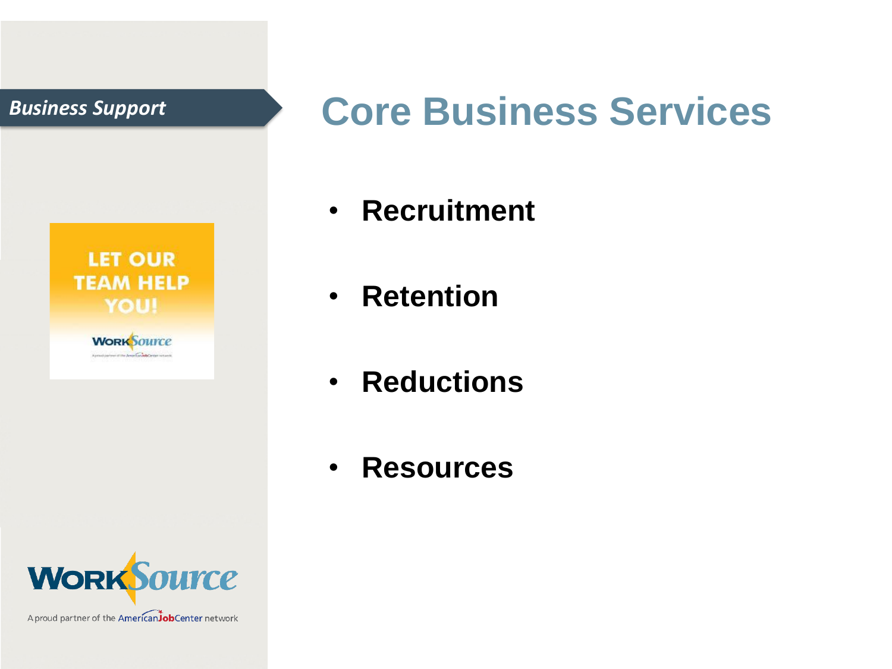*Business Support*

# Core Business Services

- **Recruitment**
- **Retention**
- **Reductions**
- **Resources**

LET OUR TEAM HELP YOU!

WorkSource

A proud partner of the AmericanJobCenter network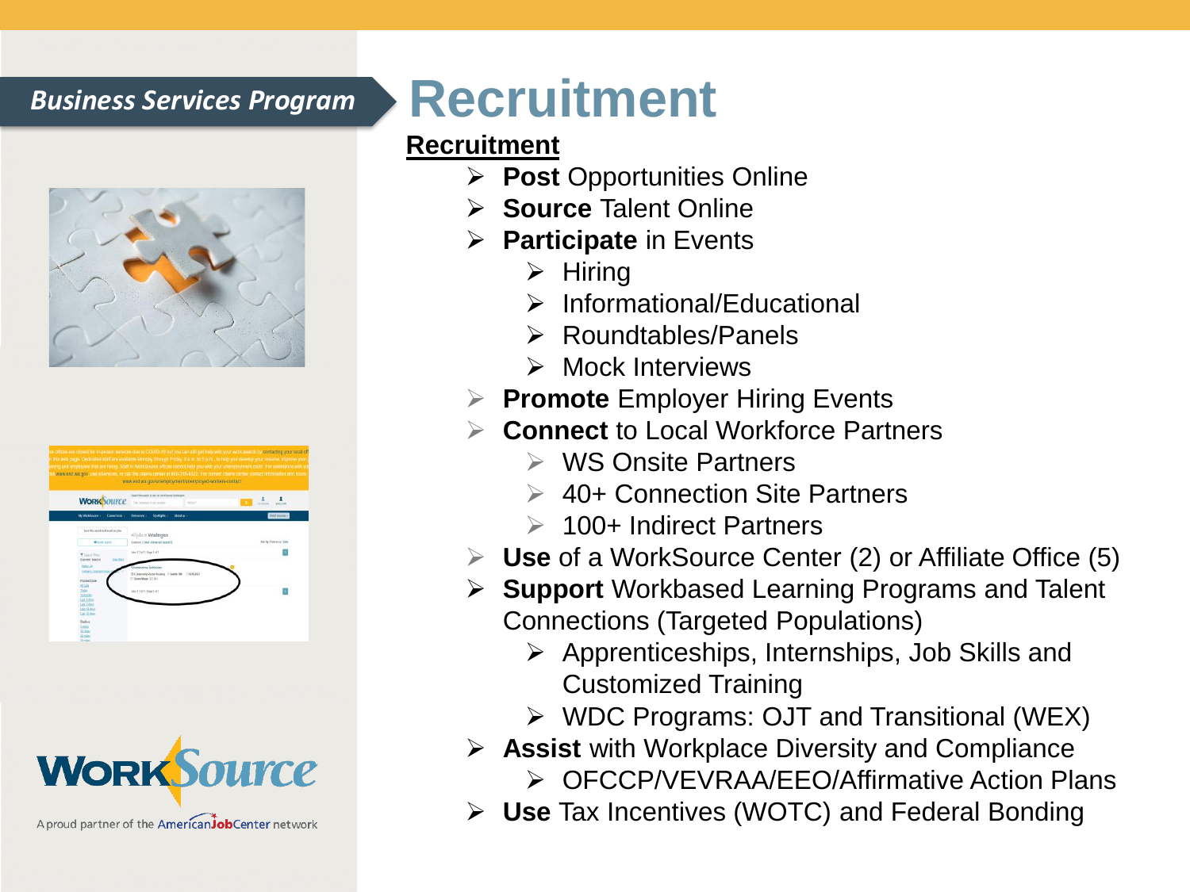*Business Services Program*

# Recruitment

**Recruitment**

- **Post** Opportunities Online
- **Source** Talent Online
- **Participate** in Events
  - Hiring
  - Informational/Educational
  - Roundtables/Panels
  - Mock Interviews
- **Promote** Employer Hiring Events
- **Connect** to Local Workforce Partners
  - WS Onsite Partners
  - 40+ Connection Site Partners
  - 100+ Indirect Partners
- **Use** of a WorkSource Center (2) or Affiliate Office (5)
- **Support** Workbased Learning Programs and Talent Connections (Targeted Populations)
  - Apprenticeships, Internships, Job Skills and Customized Training
  - WDC Programs: OJT and Transitional (WEX)
- **Assist** with Workplace Diversity and Compliance
  - OFCCP/VEVRAA/EEO/Affirmative Action Plans
- **Use** Tax Incentives (WOTC) and Federal Bonding

WorkSource

A proud partner of the AmericanJobCenter network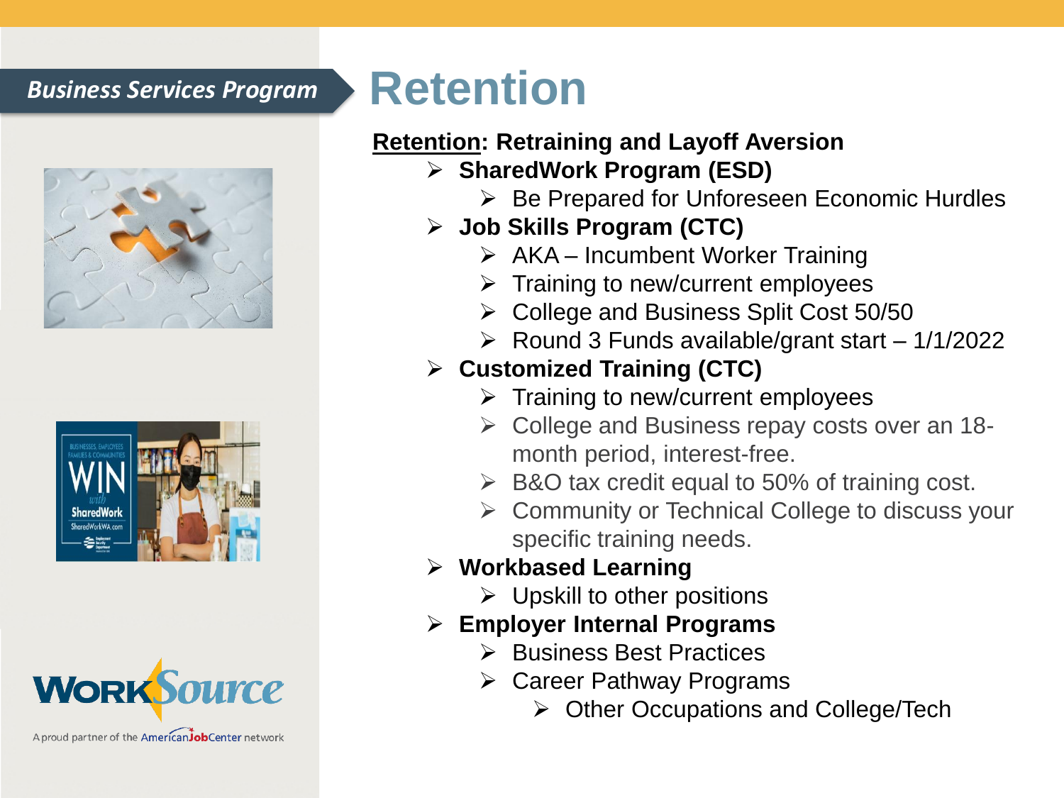*Business Services Program*

# Retention

**Retention: Retraining and Layoff Aversion**

- **SharedWork Program (ESD)**
  - Be Prepared for Unforeseen Economic Hurdles
- **Job Skills Program (CTC)**
  - AKA – Incumbent Worker Training
  - Training to new/current employees
  - College and Business Split Cost 50/50
  - Round 3 Funds available/grant start – 1/1/2022
- **Customized Training (CTC)**
  - Training to new/current employees
  - College and Business repay costs over an 18-month period, interest-free.
  - B&O tax credit equal to 50% of training cost.
  - Community or Technical College to discuss your specific training needs.
- **Workbased Learning**
  - Upskill to other positions
- **Employer Internal Programs**
  - Business Best Practices
  - Career Pathway Programs
    - Other Occupations and College/Tech

WorkSource

A proud partner of the AmericanJobCenter network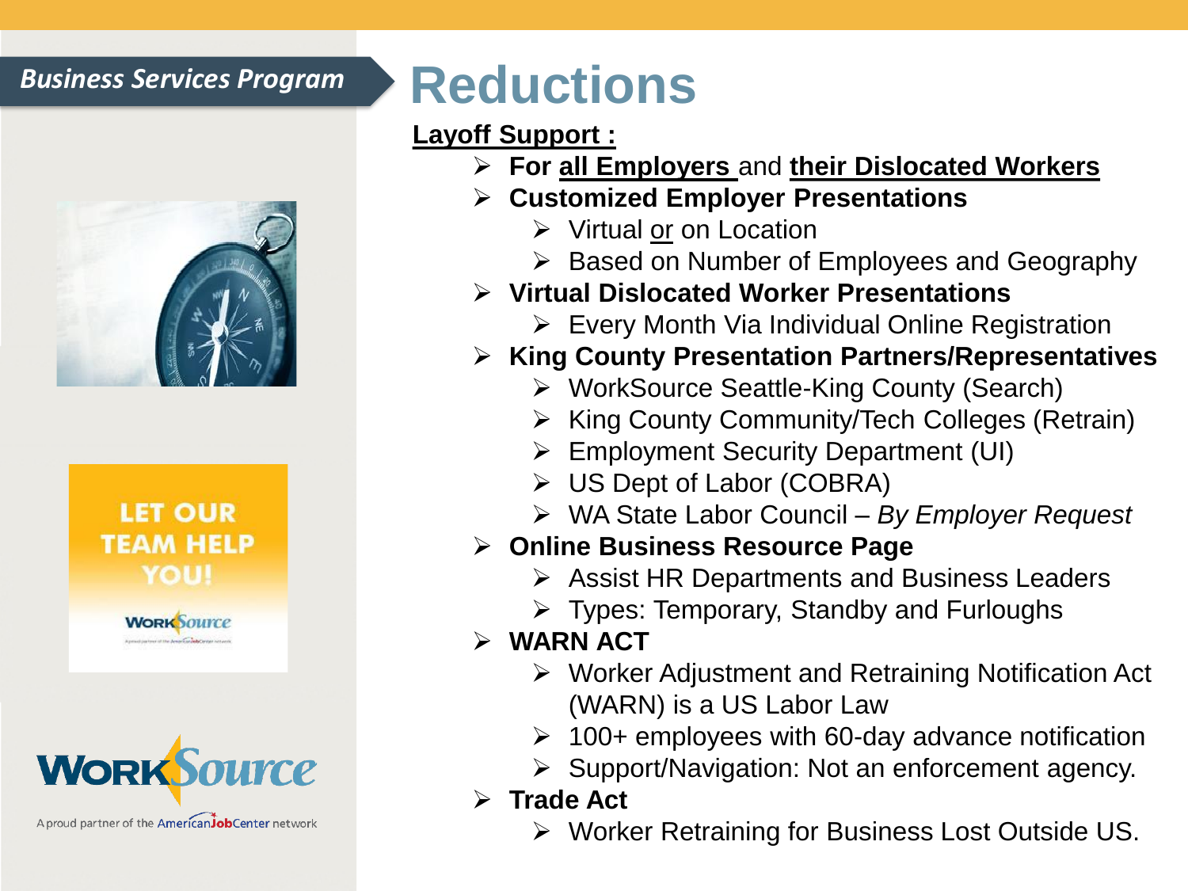*Business Services Program*

# Reductions

**Layoff Support :**

- **For all Employers and their Dislocated Workers**
- **Customized Employer Presentations**
  - Virtual or on Location
  - Based on Number of Employees and Geography
- **Virtual Dislocated Worker Presentations**
  - Every Month Via Individual Online Registration
- **King County Presentation Partners/Representatives**
  - WorkSource Seattle-King County (Search)
  - King County Community/Tech Colleges (Retrain)
  - Employment Security Department (UI)
  - US Dept of Labor (COBRA)
  - WA State Labor Council – *By Employer Request*
- **Online Business Resource Page**
  - Assist HR Departments and Business Leaders
  - Types: Temporary, Standby and Furloughs
- **WARN ACT**
  - Worker Adjustment and Retraining Notification Act (WARN) is a US Labor Law
  - 100+ employees with 60-day advance notification
  - Support/Navigation: Not an enforcement agency.
- **Trade Act**
  - Worker Retraining for Business Lost Outside US.

LET OUR TEAM HELP YOU!

WorkSource

A proud partner of the AmericanJobCenter network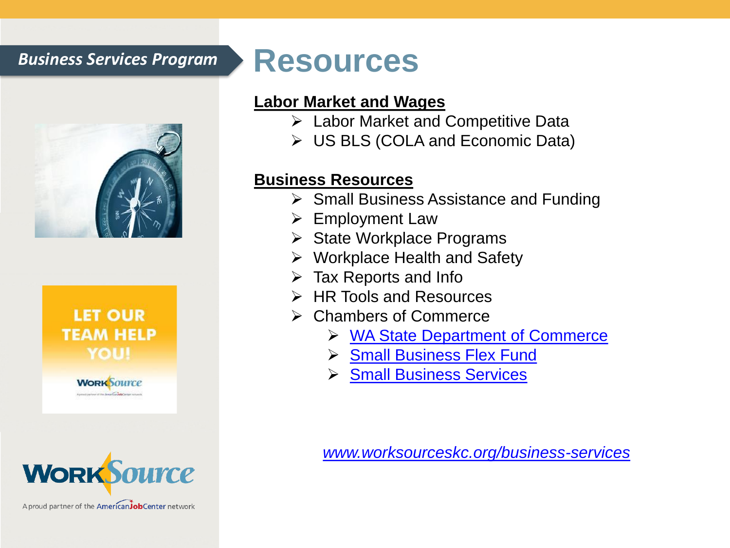*Business Services Program*

# Resources

**Labor Market and Wages**

- Labor Market and Competitive Data
- US BLS (COLA and Economic Data)

**Business Resources**

- Small Business Assistance and Funding
- Employment Law
- State Workplace Programs
- Workplace Health and Safety
- Tax Reports and Info
- HR Tools and Resources
- Chambers of Commerce
  - WA State Department of Commerce
  - Small Business Flex Fund
  - Small Business Services

*www.worksourceskc.org/business-services*

LET OUR TEAM HELP YOU!

WorkSource

A proud partner of the AmericanJobCenter network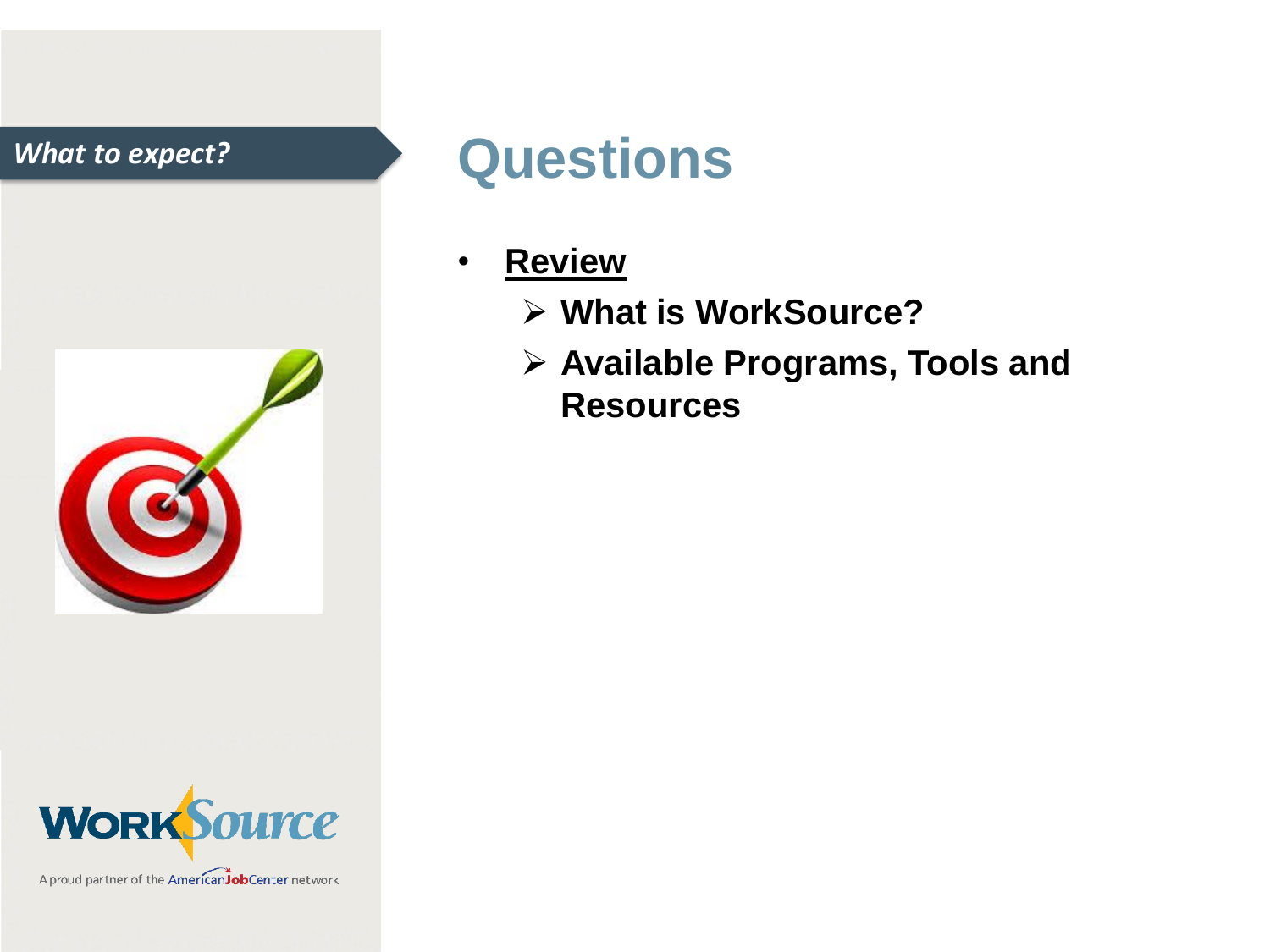*What to expect?*

# Questions

- **Review**
  - **What is WorkSource?**
  - **Available Programs, Tools and Resources**

A proud partner of the AmericanJobCenter network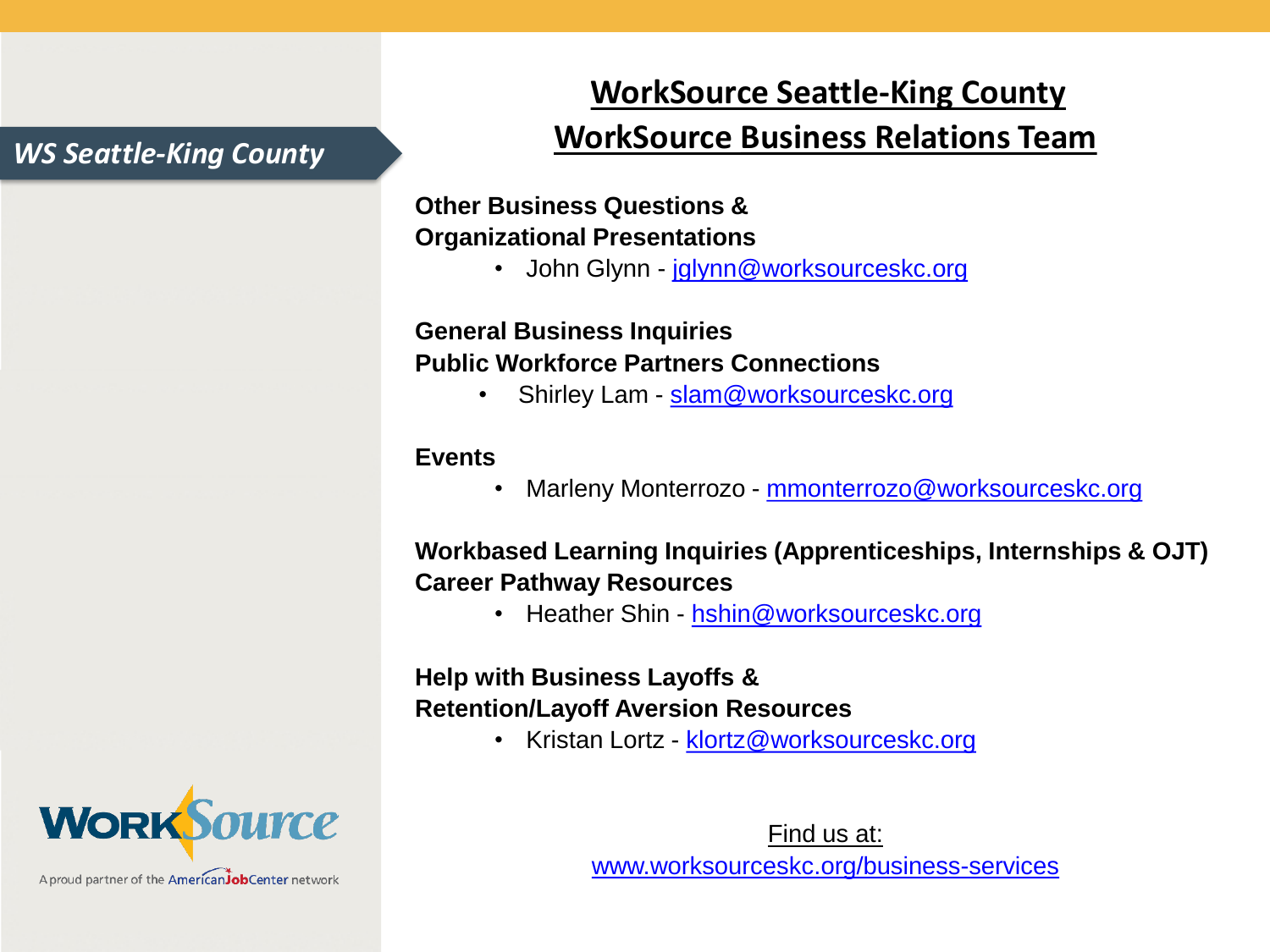*WS Seattle-King County*

# WorkSource Seattle-King County
# WorkSource Business Relations Team

**Other Business Questions &**
**Organizational Presentations**

- John Glynn - jglynn@worksourceskc.org

**General Business Inquiries**
**Public Workforce Partners Connections**

- Shirley Lam - slam@worksourceskc.org

**Events**

- Marleny Monterrozo - mmonterrozo@worksourceskc.org

**Workbased Learning Inquiries (Apprenticeships, Internships & OJT)**
**Career Pathway Resources**

- Heather Shin - hshin@worksourceskc.org

**Help with Business Layoffs &**
**Retention/Layoff Aversion Resources**

- Kristan Lortz - klortz@worksourceskc.org

WorkSource

A proud partner of the AmericanJobCenter network

Find us at:
www.worksourceskc.org/business-services